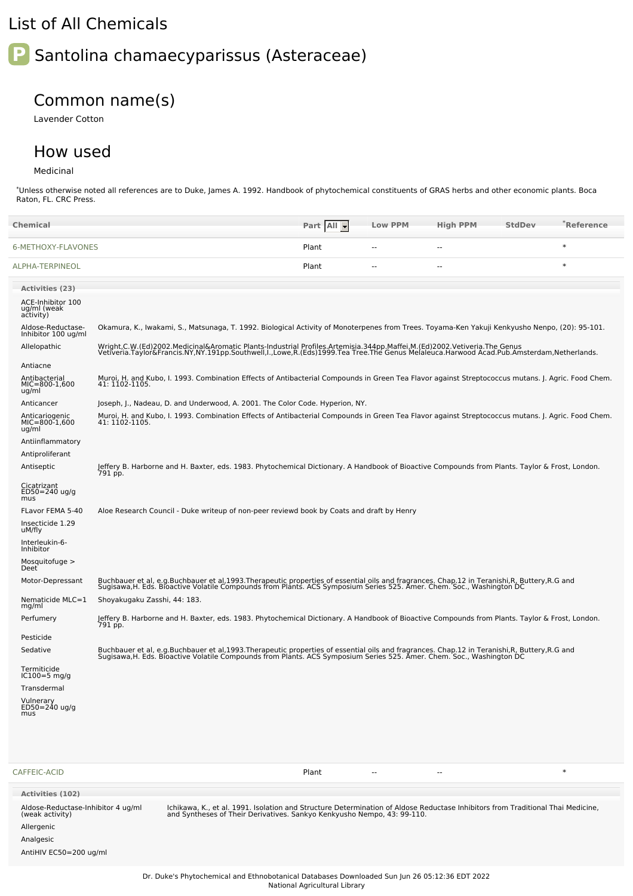# List of All Chemicals

## Santolina chamaecyparissus (Asteraceae)

### Common name(s)

Lavender Cotton

### How used

Medicinal

*Unless otherwise noted all references are to Duke, James A. 1992. Handbook of phytochemical constituents of GRAS herbs and other economic plants. Boca Raton, FL. CRC Press.

| Chemical | Part | Low PPM | High PPM | StdDev | *Reference |
|---|---|---|---|---|---|
| 6-METHOXY-FLAVONES | Plant | -- | -- | | * |
| ALPHA-TERPINEOL | Plant | -- | -- | | * |

**Activities (23)**

| Activity | Reference |
|---|---|
| ACE-Inhibitor 100 ug/ml (weak activity) | |
| Aldose-Reductase-Inhibitor 100 ug/ml | Okamura, K., Iwakami, S., Matsunaga, T. 1992. Biological Activity of Monoterpenes from Trees. Toyama-Ken Yakuji Kenkyusho Nenpo, (20): 95-101. |
| Allelopathic | Wright,C.W.(Ed)2002.Medicinal&Aromatic Plants-Industrial Profiles.Artemisia.344pp.Maffei,M.(Ed)2002.Vetiveria.The Genus Vetiveria.Taylor&Francis.NY,NY.191pp.Southwell,I.,Lowe,R.(Eds)1999.Tea Tree.The Genus Melaleuca.Harwood Acad.Pub.Amsterdam,Netherlands. |
| Antiacne | |
| Antibacterial MIC=800-1,600 ug/ml | Muroi, H. and Kubo, I. 1993. Combination Effects of Antibacterial Compounds in Green Tea Flavor against Streptococcus mutans. J. Agric. Food Chem. 41: 1102-1105. |
| Anticancer | Joseph, J., Nadeau, D. and Underwood, A. 2001. The Color Code. Hyperion, NY. |
| Anticariogenic MIC=800-1,600 ug/ml | Muroi, H. and Kubo, I. 1993. Combination Effects of Antibacterial Compounds in Green Tea Flavor against Streptococcus mutans. J. Agric. Food Chem. 41: 1102-1105. |
| Antiinflammatory | |
| Antiproliferant | |
| Antiseptic | Jeffery B. Harborne and H. Baxter, eds. 1983. Phytochemical Dictionary. A Handbook of Bioactive Compounds from Plants. Taylor & Frost, London. 791 pp. |
| Cicatrizant ED50=240 ug/g mus | |
| FLavor FEMA 5-40 | Aloe Research Council - Duke writeup of non-peer reviewd book by Coats and draft by Henry |
| Insecticide 1.29 uM/fly | |
| Interleukin-6-Inhibitor | |
| Mosquitofuge > Deet | |
| Motor-Depressant | Buchbauer et al, e.g.Buchbauer et al,1993.Therapeutic properties of essential oils and fragrances. Chap.12 in Teranishi,R, Buttery,R.G and Sugisawa,H. Eds. Bioactive Volatile Compounds from Plants. ACS Symposium Series 525. Amer. Chem. Soc., Washington DC |
| Nematicide MLC=1 mg/ml | Shoyakugaku Zasshi, 44: 183. |
| Perfumery | Jeffery B. Harborne and H. Baxter, eds. 1983. Phytochemical Dictionary. A Handbook of Bioactive Compounds from Plants. Taylor & Frost, London. 791 pp. |
| Pesticide | |
| Sedative | Buchbauer et al, e.g.Buchbauer et al,1993.Therapeutic properties of essential oils and fragrances. Chap.12 in Teranishi,R, Buttery,R.G and Sugisawa,H. Eds. Bioactive Volatile Compounds from Plants. ACS Symposium Series 525. Amer. Chem. Soc., Washington DC |
| Termiticide IC100=5 mg/g | |
| Transdermal | |
| Vulnerary ED50=240 ug/g mus | |

| Chemical | Part | Low PPM | High PPM | StdDev | *Reference |
|---|---|---|---|---|---|
| CAFFEIC-ACID | Plant | -- | -- | | * |

**Activities (102)**

| Activity | Reference |
|---|---|
| Aldose-Reductase-Inhibitor 4 ug/ml (weak activity) | Ichikawa, K., et al. 1991. Isolation and Structure Determination of Aldose Reductase Inhibitors from Traditional Thai Medicine, and Syntheses of Their Derivatives. Sankyo Kenkyusho Nempo, 43: 99-110. |
| Allergenic | |
| Analgesic | |
| AntiHIV EC50=200 ug/ml | |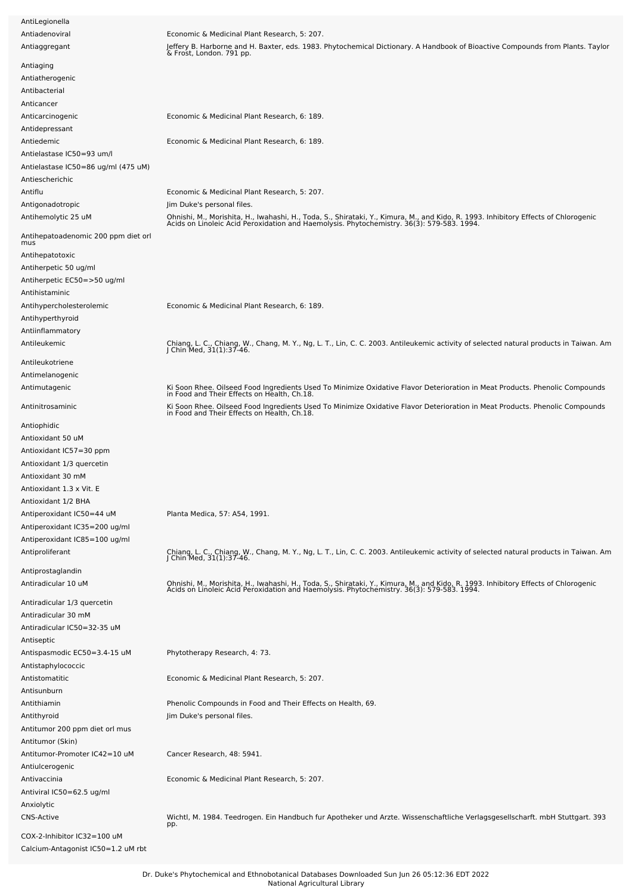| | |
|---|---|
| AntiLegionella | |
| Antiadenoviral | Economic & Medicinal Plant Research, 5: 207. |
| Antiaggregant | Jeffery B. Harborne and H. Baxter, eds. 1983. Phytochemical Dictionary. A Handbook of Bioactive Compounds from Plants. Taylor & Frost, London. 791 pp. |
| Antiaging | |
| Antiatherogenic | |
| Antibacterial | |
| Anticancer | |
| Anticarcinogenic | Economic & Medicinal Plant Research, 6: 189. |
| Antidepressant | |
| Antiedemic | Economic & Medicinal Plant Research, 6: 189. |
| Antielastase IC50=93 um/l | |
| Antielastase IC50=86 ug/ml (475 uM) | |
| Antiescherichic | |
| Antiflu | Economic & Medicinal Plant Research, 5: 207. |
| Antigonadotropic | Jim Duke's personal files. |
| Antihemolytic 25 uM | Ohnishi, M., Morishita, H., Iwahashi, H., Toda, S., Shirataki, Y., Kimura, M., and Kido, R. 1993. Inhibitory Effects of Chlorogenic Acids on Linoleic Acid Peroxidation and Haemolysis. Phytochemistry. 36(3): 579-583. 1994. |
| Antihepatoadenomic 200 ppm diet orl mus | |
| Antihepatotoxic | |
| Antiherpetic 50 ug/ml | |
| Antiherpetic EC50=>50 ug/ml | |
| Antihistaminic | |
| Antihypercholesterolemic | Economic & Medicinal Plant Research, 6: 189. |
| Antihyperthyroid | |
| Antiinflammatory | |
| Antileukemic | Chiang, L. C., Chiang, W., Chang, M. Y., Ng, L. T., Lin, C. C. 2003. Antileukemic activity of selected natural products in Taiwan. Am J Chin Med, 31(1):37-46. |
| Antileukotriene | |
| Antimelanogenic | |
| Antimutagenic | Ki Soon Rhee. Oilseed Food Ingredients Used To Minimize Oxidative Flavor Deterioration in Meat Products. Phenolic Compounds in Food and Their Effects on Health, Ch.18. |
| Antinitrosaminic | Ki Soon Rhee. Oilseed Food Ingredients Used To Minimize Oxidative Flavor Deterioration in Meat Products. Phenolic Compounds in Food and Their Effects on Health, Ch.18. |
| Antiophidic | |
| Antioxidant 50 uM | |
| Antioxidant IC57=30 ppm | |
| Antioxidant 1/3 quercetin | |
| Antioxidant 30 mM | |
| Antioxidant 1.3 x Vit. E | |
| Antioxidant 1/2 BHA | |
| Antiperoxidant IC50=44 uM | Planta Medica, 57: A54, 1991. |
| Antiperoxidant IC35=200 ug/ml | |
| Antiperoxidant IC85=100 ug/ml | |
| Antiproliferant | Chiang, L. C., Chiang, W., Chang, M. Y., Ng, L. T., Lin, C. C. 2003. Antileukemic activity of selected natural products in Taiwan. Am J Chin Med, 31(1):37-46. |
| Antiprostaglandin | |
| Antiradicular 10 uM | Ohnishi, M., Morishita, H., Iwahashi, H., Toda, S., Shirataki, Y., Kimura, M., and Kido, R. 1993. Inhibitory Effects of Chlorogenic Acids on Linoleic Acid Peroxidation and Haemolysis. Phytochemistry. 36(3): 579-583. 1994. |
| Antiradicular 1/3 quercetin | |
| Antiradicular 30 mM | |
| Antiradicular IC50=32-35 uM | |
| Antiseptic | |
| Antispasmodic EC50=3.4-15 uM | Phytotherapy Research, 4: 73. |
| Antistaphylococcic | |
| Antistomatitic | Economic & Medicinal Plant Research, 5: 207. |
| Antisunburn | |
| Antithiamin | Phenolic Compounds in Food and Their Effects on Health, 69. |
| Antithyroid | Jim Duke's personal files. |
| Antitumor 200 ppm diet orl mus | |
| Antitumor (Skin) | |
| Antitumor-Promoter IC42=10 uM | Cancer Research, 48: 5941. |
| Antiulcerogenic | |
| Antivaccinia | Economic & Medicinal Plant Research, 5: 207. |
| Antiviral IC50=62.5 ug/ml | |
| Anxiolytic | |
| CNS-Active | Wichtl, M. 1984. Teedrogen. Ein Handbuch fur Apotheker und Arzte. Wissenschaftliche Verlagsgesellscharft. mbH Stuttgart. 393 pp. |
| COX-2-Inhibitor IC32=100 uM | |
| Calcium-Antagonist IC50=1.2 uM rbt | |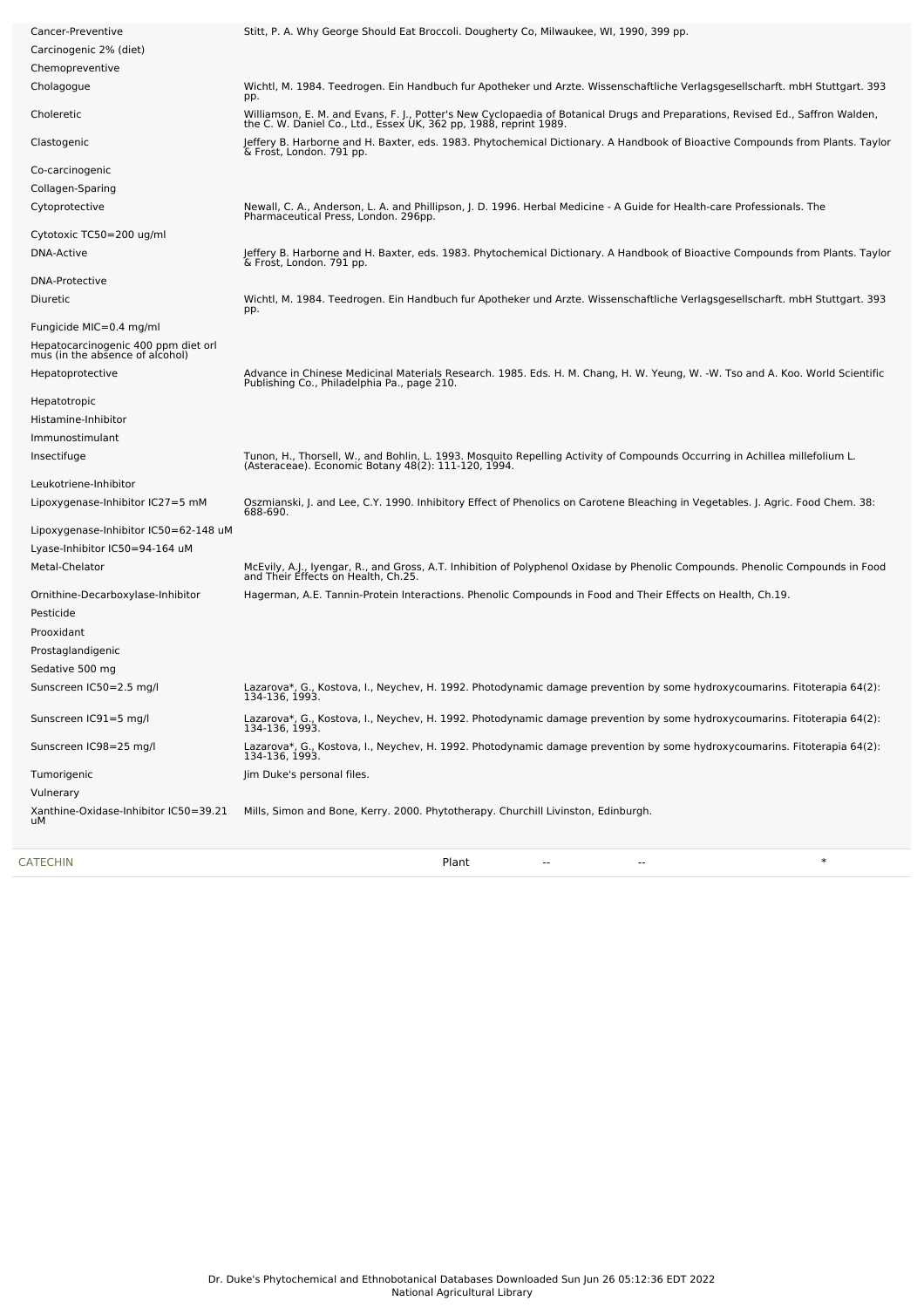| Activity | Reference |
|---|---|
| Cancer-Preventive | Stitt, P. A. Why George Should Eat Broccoli. Dougherty Co, Milwaukee, WI, 1990, 399 pp. |
| Carcinogenic 2% (diet) | |
| Chemopreventive | |
| Cholagogue | Wichtl, M. 1984. Teedrogen. Ein Handbuch fur Apotheker und Arzte. Wissenschaftliche Verlagsgesellscharft. mbH Stuttgart. 393 pp. |
| Choleretic | Williamson, E. M. and Evans, F. J., Potter's New Cyclopaedia of Botanical Drugs and Preparations, Revised Ed., Saffron Walden, the C. W. Daniel Co., Ltd., Essex UK, 362 pp, 1988, reprint 1989. |
| Clastogenic | Jeffery B. Harborne and H. Baxter, eds. 1983. Phytochemical Dictionary. A Handbook of Bioactive Compounds from Plants. Taylor & Frost, London. 791 pp. |
| Co-carcinogenic | |
| Collagen-Sparing | |
| Cytoprotective | Newall, C. A., Anderson, L. A. and Phillipson, J. D. 1996. Herbal Medicine - A Guide for Health-care Professionals. The Pharmaceutical Press, London. 296pp. |
| Cytotoxic TC50=200 ug/ml | |
| DNA-Active | Jeffery B. Harborne and H. Baxter, eds. 1983. Phytochemical Dictionary. A Handbook of Bioactive Compounds from Plants. Taylor & Frost, London. 791 pp. |
| DNA-Protective | |
| Diuretic | Wichtl, M. 1984. Teedrogen. Ein Handbuch fur Apotheker und Arzte. Wissenschaftliche Verlagsgesellscharft. mbH Stuttgart. 393 pp. |
| Fungicide MIC=0.4 mg/ml | |
| Hepatocarcinogenic 400 ppm diet orl mus (in the absence of alcohol) | |
| Hepatoprotective | Advance in Chinese Medicinal Materials Research. 1985. Eds. H. M. Chang, H. W. Yeung, W. -W. Tso and A. Koo. World Scientific Publishing Co., Philadelphia Pa., page 210. |
| Hepatotropic | |
| Histamine-Inhibitor | |
| Immunostimulant | |
| Insectifuge | Tunon, H., Thorsell, W., and Bohlin, L. 1993. Mosquito Repelling Activity of Compounds Occurring in Achillea millefolium L. (Asteraceae). Economic Botany 48(2): 111-120, 1994. |
| Leukotriene-Inhibitor | |
| Lipoxygenase-Inhibitor IC27=5 mM | Oszmianski, J. and Lee, C.Y. 1990. Inhibitory Effect of Phenolics on Carotene Bleaching in Vegetables. J. Agric. Food Chem. 38: 688-690. |
| Lipoxygenase-Inhibitor IC50=62-148 uM | |
| Lyase-Inhibitor IC50=94-164 uM | |
| Metal-Chelator | McEvily, A.J., Iyengar, R., and Gross, A.T. Inhibition of Polyphenol Oxidase by Phenolic Compounds. Phenolic Compounds in Food and Their Effects on Health, Ch.25. |
| Ornithine-Decarboxylase-Inhibitor | Hagerman, A.E. Tannin-Protein Interactions. Phenolic Compounds in Food and Their Effects on Health, Ch.19. |
| Pesticide | |
| Prooxidant | |
| Prostaglandigenic | |
| Sedative 500 mg | |
| Sunscreen IC50=2.5 mg/l | Lazarova*, G., Kostova, I., Neychev, H. 1992. Photodynamic damage prevention by some hydroxycoumarins. Fitoterapia 64(2): 134-136, 1993. |
| Sunscreen IC91=5 mg/l | Lazarova*, G., Kostova, I., Neychev, H. 1992. Photodynamic damage prevention by some hydroxycoumarins. Fitoterapia 64(2): 134-136, 1993. |
| Sunscreen IC98=25 mg/l | Lazarova*, G., Kostova, I., Neychev, H. 1992. Photodynamic damage prevention by some hydroxycoumarins. Fitoterapia 64(2): 134-136, 1993. |
| Tumorigenic | Jim Duke's personal files. |
| Vulnerary | |
| Xanthine-Oxidase-Inhibitor IC50=39.21 uM | Mills, Simon and Bone, Kerry. 2000. Phytotherapy. Churchill Livinston, Edinburgh. |

| Chemical | Part | Low PPM | High PPM | StdDev |
|---|---|---|---|---|
| CATECHIN | Plant | -- | -- | * |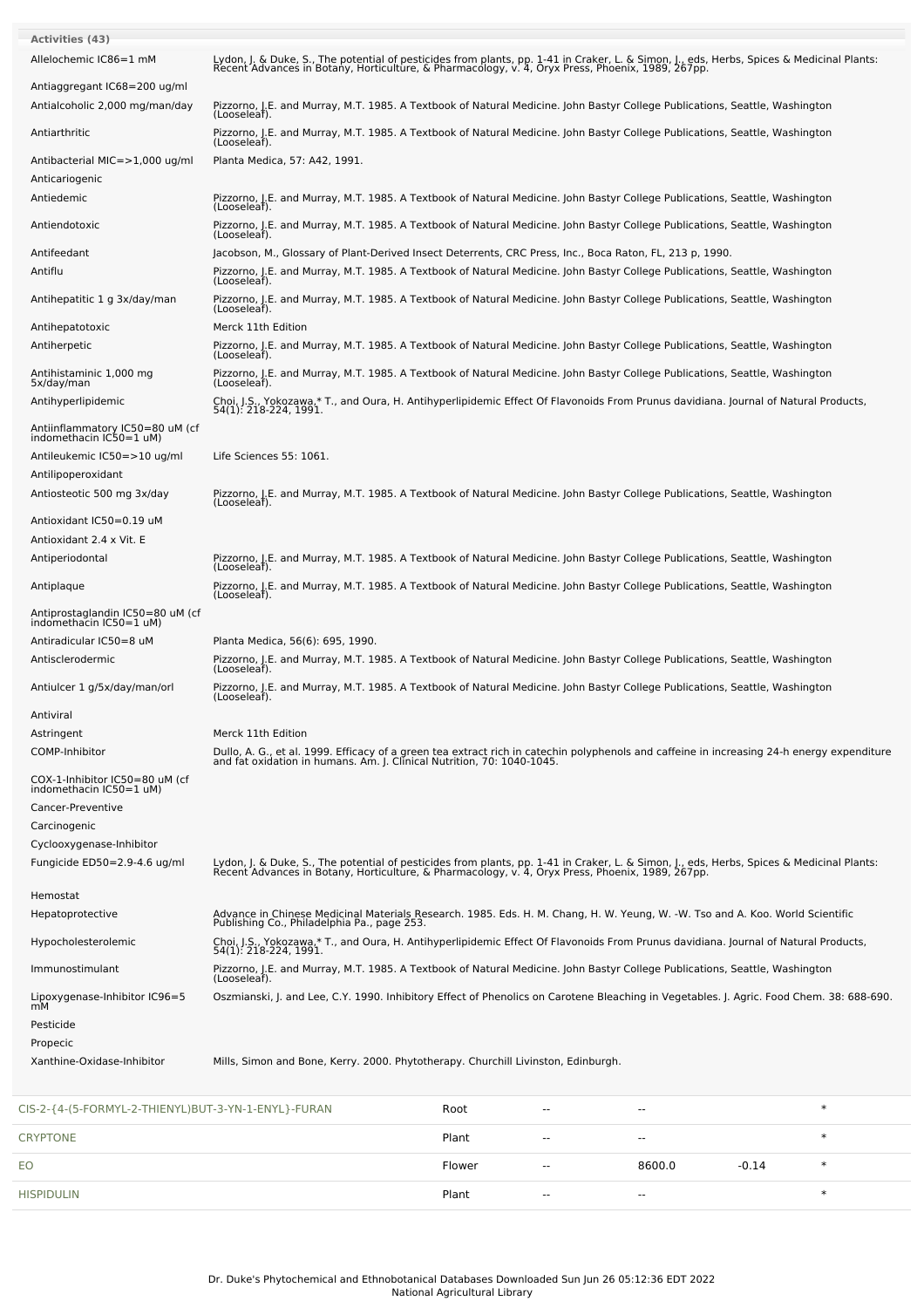**Activities (43)**

| Activity | Reference |
|---|---|
| Allelochemic IC86=1 mM | Lydon, J. & Duke, S., The potential of pesticides from plants, pp. 1-41 in Craker, L. & Simon, J., eds, Herbs, Spices & Medicinal Plants: Recent Advances in Botany, Horticulture, & Pharmacology, v. 4, Oryx Press, Phoenix, 1989, 267pp. |
| Antiaggregant IC68=200 ug/ml | |
| Antialcoholic 2,000 mg/man/day | Pizzorno, J.E. and Murray, M.T. 1985. A Textbook of Natural Medicine. John Bastyr College Publications, Seattle, Washington (Looseleaf). |
| Antiarthritic | Pizzorno, J.E. and Murray, M.T. 1985. A Textbook of Natural Medicine. John Bastyr College Publications, Seattle, Washington (Looseleaf). |
| Antibacterial MIC=>1,000 ug/ml | Planta Medica, 57: A42, 1991. |
| Anticariogenic | |
| Antiedemic | Pizzorno, J.E. and Murray, M.T. 1985. A Textbook of Natural Medicine. John Bastyr College Publications, Seattle, Washington (Looseleaf). |
| Antiendotoxic | Pizzorno, J.E. and Murray, M.T. 1985. A Textbook of Natural Medicine. John Bastyr College Publications, Seattle, Washington (Looseleaf). |
| Antifeedant | Jacobson, M., Glossary of Plant-Derived Insect Deterrents, CRC Press, Inc., Boca Raton, FL, 213 p, 1990. |
| Antiflu | Pizzorno, J.E. and Murray, M.T. 1985. A Textbook of Natural Medicine. John Bastyr College Publications, Seattle, Washington (Looseleaf). |
| Antihepatitic 1 g 3x/day/man | Pizzorno, J.E. and Murray, M.T. 1985. A Textbook of Natural Medicine. John Bastyr College Publications, Seattle, Washington (Looseleaf). |
| Antihepatotoxic | Merck 11th Edition |
| Antiherpetic | Pizzorno, J.E. and Murray, M.T. 1985. A Textbook of Natural Medicine. John Bastyr College Publications, Seattle, Washington (Looseleaf). |
| Antihistaminic 1,000 mg 5x/day/man | Pizzorno, J.E. and Murray, M.T. 1985. A Textbook of Natural Medicine. John Bastyr College Publications, Seattle, Washington (Looseleaf). |
| Antihyperlipidemic | Choi, J.S., Yokozawa,* T., and Oura, H. Antihyperlipidemic Effect Of Flavonoids From Prunus davidiana. Journal of Natural Products, 54(1): 218-224, 1991. |
| Antiinflammatory IC50=80 uM (cf indomethacin IC50=1 uM) | |
| Antileukemic IC50=>10 ug/ml | Life Sciences 55: 1061. |
| Antilipoperoxidant | |
| Antiosteotic 500 mg 3x/day | Pizzorno, J.E. and Murray, M.T. 1985. A Textbook of Natural Medicine. John Bastyr College Publications, Seattle, Washington (Looseleaf). |
| Antioxidant IC50=0.19 uM | |
| Antioxidant 2.4 x Vit. E | |
| Antiperiodontal | Pizzorno, J.E. and Murray, M.T. 1985. A Textbook of Natural Medicine. John Bastyr College Publications, Seattle, Washington (Looseleaf). |
| Antiplaque | Pizzorno, J.E. and Murray, M.T. 1985. A Textbook of Natural Medicine. John Bastyr College Publications, Seattle, Washington (Looseleaf). |
| Antiprostaglandin IC50=80 uM (cf indomethacin IC50=1 uM) | |
| Antiradicular IC50=8 uM | Planta Medica, 56(6): 695, 1990. |
| Antisclerodermic | Pizzorno, J.E. and Murray, M.T. 1985. A Textbook of Natural Medicine. John Bastyr College Publications, Seattle, Washington (Looseleaf). |
| Antiulcer 1 g/5x/day/man/orl | Pizzorno, J.E. and Murray, M.T. 1985. A Textbook of Natural Medicine. John Bastyr College Publications, Seattle, Washington (Looseleaf). |
| Antiviral | |
| Astringent | Merck 11th Edition |
| COMP-Inhibitor | Dullo, A. G., et al. 1999. Efficacy of a green tea extract rich in catechin polyphenols and caffeine in increasing 24-h energy expenditure and fat oxidation in humans. Am. J. Clinical Nutrition, 70: 1040-1045. |
| COX-1-Inhibitor IC50=80 uM (cf indomethacin IC50=1 uM) | |
| Cancer-Preventive | |
| Carcinogenic | |
| Cyclooxygenase-Inhibitor | |
| Fungicide ED50=2.9-4.6 ug/ml | Lydon, J. & Duke, S., The potential of pesticides from plants, pp. 1-41 in Craker, L. & Simon, J., eds, Herbs, Spices & Medicinal Plants: Recent Advances in Botany, Horticulture, & Pharmacology, v. 4, Oryx Press, Phoenix, 1989, 267pp. |
| Hemostat | |
| Hepatoprotective | Advance in Chinese Medicinal Materials Research. 1985. Eds. H. M. Chang, H. W. Yeung, W. -W. Tso and A. Koo. World Scientific Publishing Co., Philadelphia Pa., page 253. |
| Hypocholesterolemic | Choi, J.S., Yokozawa,* T., and Oura, H. Antihyperlipidemic Effect Of Flavonoids From Prunus davidiana. Journal of Natural Products, 54(1): 218-224, 1991. |
| Immunostimulant | Pizzorno, J.E. and Murray, M.T. 1985. A Textbook of Natural Medicine. John Bastyr College Publications, Seattle, Washington (Looseleaf). |
| Lipoxygenase-Inhibitor IC96=5 mM | Oszmianski, J. and Lee, C.Y. 1990. Inhibitory Effect of Phenolics on Carotene Bleaching in Vegetables. J. Agric. Food Chem. 38: 688-690. |
| Pesticide | |
| Propecic | |
| Xanthine-Oxidase-Inhibitor | Mills, Simon and Bone, Kerry. 2000. Phytotherapy. Churchill Livinston, Edinburgh. |

| | | | | | |
|---|---|---|---|---|---|
| CIS-2-{4-(5-FORMYL-2-THIENYL)BUT-3-YN-1-ENYL}-FURAN | Root | -- | -- | | * |
| CRYPTONE | Plant | -- | -- | | * |
| EO | Flower | -- | 8600.0 | -0.14 | * |
| HISPIDULIN | Plant | -- | -- | | * |

Dr. Duke's Phytochemical and Ethnobotanical Databases Downloaded Sun Jun 26 05:12:36 EDT 2022
National Agricultural Library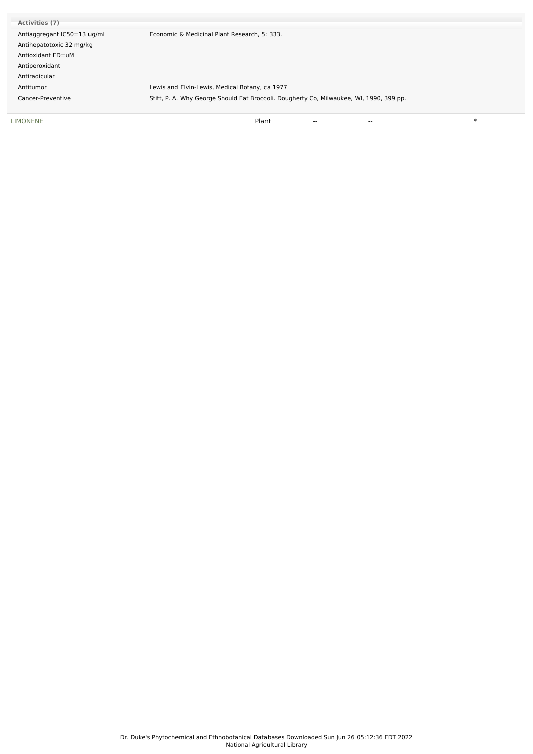| Activities (7) | |
|---|---|
| Antiaggregant IC50=13 ug/ml | Economic & Medicinal Plant Research, 5: 333. |
| Antihepatotoxic 32 mg/kg | |
| Antioxidant ED=uM | |
| Antiperoxidant | |
| Antiradicular | |
| Antitumor | Lewis and Elvin-Lewis, Medical Botany, ca 1977 |
| Cancer-Preventive | Stitt, P. A. Why George Should Eat Broccoli. Dougherty Co, Milwaukee, WI, 1990, 399 pp. |

| LIMONENE | Plant | -- | -- | * |
|---|---|---|---|---|

Dr. Duke's Phytochemical and Ethnobotanical Databases Downloaded Sun Jun 26 05:12:36 EDT 2022
National Agricultural Library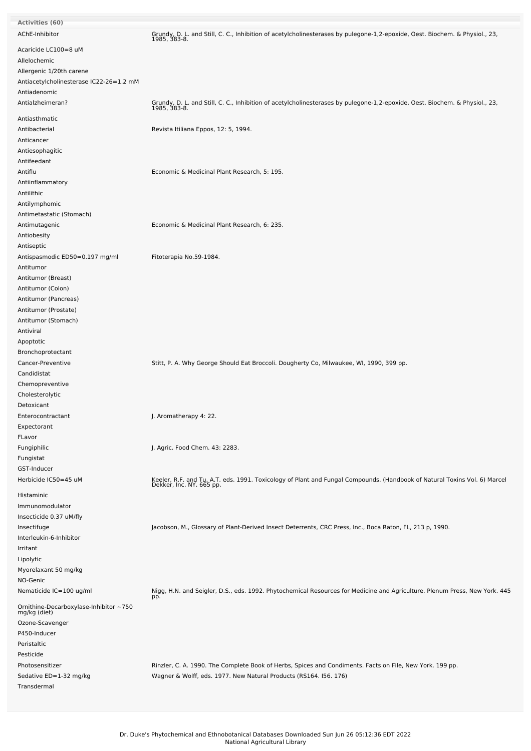**Activities (60)**

| Activity | Reference |
|---|---|
| AChE-Inhibitor | Grundy, D. L. and Still, C. C., Inhibition of acetylcholinesterases by pulegone-1,2-epoxide, Oest. Biochem. & Physiol., 23, 1985, 383-8. |
| Acaricide LC100=8 uM | |
| Allelochemic | |
| Allergenic 1/20th carene | |
| Antiacetylcholinesterase IC22-26=1.2 mM | |
| Antiadenomic | |
| Antialzheimeran? | Grundy, D. L. and Still, C. C., Inhibition of acetylcholinesterases by pulegone-1,2-epoxide, Oest. Biochem. & Physiol., 23, 1985, 383-8. |
| Antiasthmatic | |
| Antibacterial | Revista Itiliana Eppos, 12: 5, 1994. |
| Anticancer | |
| Antiesophagitic | |
| Antifeedant | |
| Antiflu | Economic & Medicinal Plant Research, 5: 195. |
| Antiinflammatory | |
| Antilithic | |
| Antilymphomic | |
| Antimetastatic (Stomach) | |
| Antimutagenic | Economic & Medicinal Plant Research, 6: 235. |
| Antiobesity | |
| Antiseptic | |
| Antispasmodic ED50=0.197 mg/ml | Fitoterapia No.59-1984. |
| Antitumor | |
| Antitumor (Breast) | |
| Antitumor (Colon) | |
| Antitumor (Pancreas) | |
| Antitumor (Prostate) | |
| Antitumor (Stomach) | |
| Antiviral | |
| Apoptotic | |
| Bronchoprotectant | |
| Cancer-Preventive | Stitt, P. A. Why George Should Eat Broccoli. Dougherty Co, Milwaukee, WI, 1990, 399 pp. |
| Candidistat | |
| Chemopreventive | |
| Cholesterolytic | |
| Detoxicant | |
| Enterocontractant | J. Aromatherapy 4: 22. |
| Expectorant | |
| FLavor | |
| Fungiphilic | J. Agric. Food Chem. 43: 2283. |
| Fungistat | |
| GST-Inducer | |
| Herbicide IC50=45 uM | Keeler, R.F. and Tu, A.T. eds. 1991. Toxicology of Plant and Fungal Compounds. (Handbook of Natural Toxins Vol. 6) Marcel Dekker, Inc. NY. 665 pp. |
| Histaminic | |
| Immunomodulator | |
| Insecticide 0.37 uM/fly | |
| Insectifuge | Jacobson, M., Glossary of Plant-Derived Insect Deterrents, CRC Press, Inc., Boca Raton, FL, 213 p, 1990. |
| Interleukin-6-Inhibitor | |
| Irritant | |
| Lipolytic | |
| Myorelaxant 50 mg/kg | |
| NO-Genic | |
| Nematicide IC=100 ug/ml | Nigg, H.N. and Seigler, D.S., eds. 1992. Phytochemical Resources for Medicine and Agriculture. Plenum Press, New York. 445 pp. |
| Ornithine-Decarboxylase-Inhibitor ~750 mg/kg (diet) | |
| Ozone-Scavenger | |
| P450-Inducer | |
| Peristaltic | |
| Pesticide | |
| Photosensitizer | Rinzler, C. A. 1990. The Complete Book of Herbs, Spices and Condiments. Facts on File, New York. 199 pp. |
| Sedative ED=1-32 mg/kg | Wagner & Wolff, eds. 1977. New Natural Products (RS164. I56. 176) |
| Transdermal | |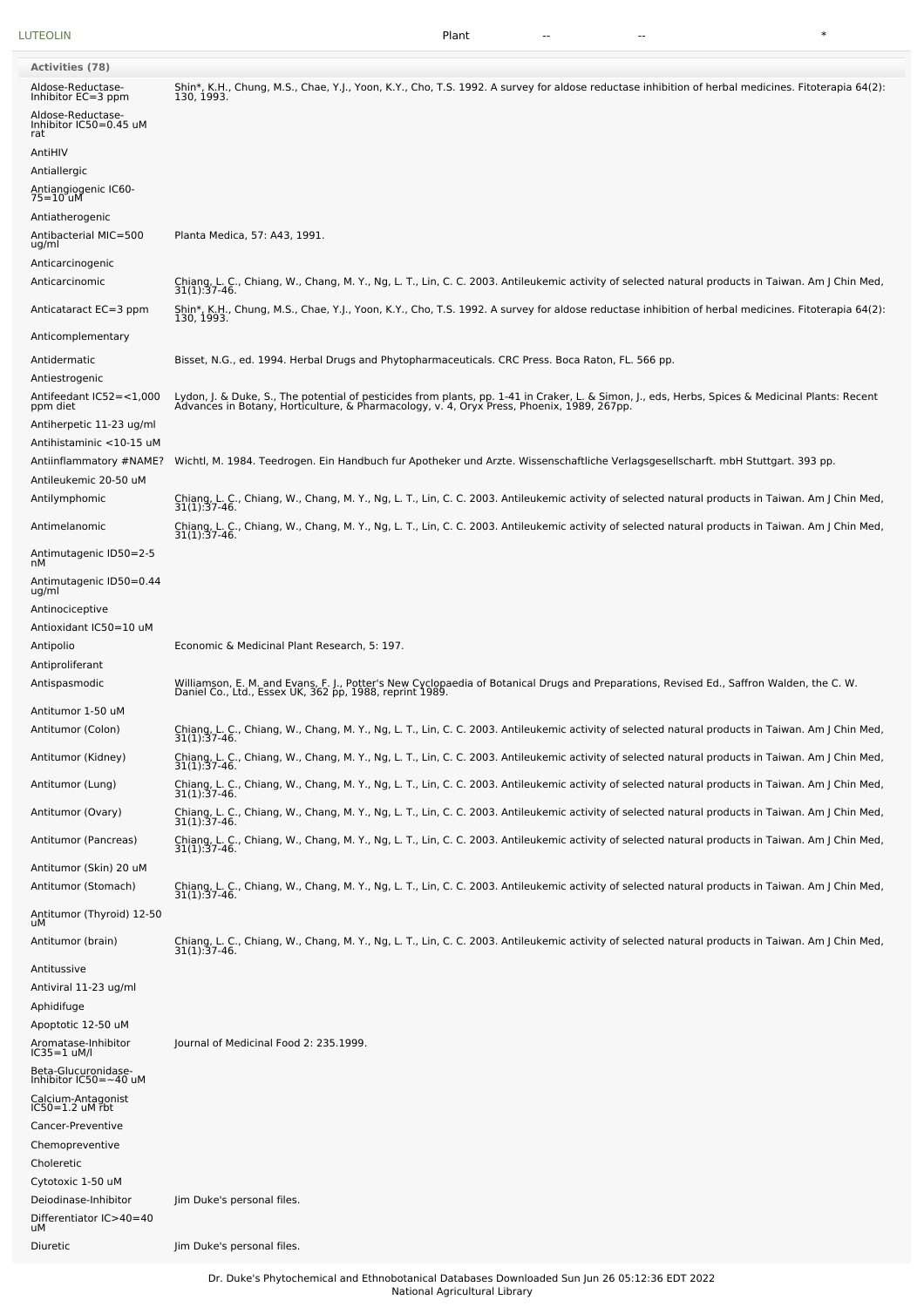| LUTEOLIN | Plant | -- | -- | * |
|---|---|---|---|---|

**Activities (78)**

| Activity | Reference |
|---|---|
| Aldose-Reductase-Inhibitor EC=3 ppm | Shin*, K.H., Chung, M.S., Chae, Y.J., Yoon, K.Y., Cho, T.S. 1992. A survey for aldose reductase inhibition of herbal medicines. Fitoterapia 64(2): 130, 1993. |
| Aldose-Reductase-Inhibitor IC50=0.45 uM rat | |
| AntiHIV | |
| Antiallergic | |
| Antiangiogenic IC60-75=10 uM | |
| Antiatherogenic | |
| Antibacterial MIC=500 ug/ml | Planta Medica, 57: A43, 1991. |
| Anticarcinogenic | |
| Anticarcinomic | Chiang, L. C., Chiang, W., Chang, M. Y., Ng, L. T., Lin, C. C. 2003. Antileukemic activity of selected natural products in Taiwan. Am J Chin Med, 31(1):37-46. |
| Anticataract EC=3 ppm | Shin*, K.H., Chung, M.S., Chae, Y.J., Yoon, K.Y., Cho, T.S. 1992. A survey for aldose reductase inhibition of herbal medicines. Fitoterapia 64(2): 130, 1993. |
| Anticomplementary | |
| Antidermatic | Bisset, N.G., ed. 1994. Herbal Drugs and Phytopharmaceuticals. CRC Press. Boca Raton, FL. 566 pp. |
| Antiestrogenic | |
| Antifeedant IC52=<1,000 ppm diet | Lydon, J. & Duke, S., The potential of pesticides from plants, pp. 1-41 in Craker, L. & Simon, J., eds, Herbs, Spices & Medicinal Plants: Recent Advances in Botany, Horticulture, & Pharmacology, v. 4, Oryx Press, Phoenix, 1989, 267pp. |
| Antiherpetic 11-23 ug/ml | |
| Antihistaminic <10-15 uM | |
| Antiinflammatory #NAME? | Wichtl, M. 1984. Teedrogen. Ein Handbuch fur Apotheker und Arzte. Wissenschaftliche Verlagsgesellscharft. mbH Stuttgart. 393 pp. |
| Antileukemic 20-50 uM | |
| Antilymphomic | Chiang, L. C., Chiang, W., Chang, M. Y., Ng, L. T., Lin, C. C. 2003. Antileukemic activity of selected natural products in Taiwan. Am J Chin Med, 31(1):37-46. |
| Antimelanomic | Chiang, L. C., Chiang, W., Chang, M. Y., Ng, L. T., Lin, C. C. 2003. Antileukemic activity of selected natural products in Taiwan. Am J Chin Med, 31(1):37-46. |
| Antimutagenic ID50=2-5 nM | |
| Antimutagenic ID50=0.44 ug/ml | |
| Antinociceptive | |
| Antioxidant IC50=10 uM | |
| Antipolio | Economic & Medicinal Plant Research, 5: 197. |
| Antiproliferant | |
| Antispasmodic | Williamson, E. M. and Evans, F. J., Potter's New Cyclopaedia of Botanical Drugs and Preparations, Revised Ed., Saffron Walden, the C. W. Daniel Co., Ltd., Essex UK, 362 pp, 1988, reprint 1989. |
| Antitumor 1-50 uM | |
| Antitumor (Colon) | Chiang, L. C., Chiang, W., Chang, M. Y., Ng, L. T., Lin, C. C. 2003. Antileukemic activity of selected natural products in Taiwan. Am J Chin Med, 31(1):37-46. |
| Antitumor (Kidney) | Chiang, L. C., Chiang, W., Chang, M. Y., Ng, L. T., Lin, C. C. 2003. Antileukemic activity of selected natural products in Taiwan. Am J Chin Med, 31(1):37-46. |
| Antitumor (Lung) | Chiang, L. C., Chiang, W., Chang, M. Y., Ng, L. T., Lin, C. C. 2003. Antileukemic activity of selected natural products in Taiwan. Am J Chin Med, 31(1):37-46. |
| Antitumor (Ovary) | Chiang, L. C., Chiang, W., Chang, M. Y., Ng, L. T., Lin, C. C. 2003. Antileukemic activity of selected natural products in Taiwan. Am J Chin Med, 31(1):37-46. |
| Antitumor (Pancreas) | Chiang, L. C., Chiang, W., Chang, M. Y., Ng, L. T., Lin, C. C. 2003. Antileukemic activity of selected natural products in Taiwan. Am J Chin Med, 31(1):37-46. |
| Antitumor (Skin) 20 uM | |
| Antitumor (Stomach) | Chiang, L. C., Chiang, W., Chang, M. Y., Ng, L. T., Lin, C. C. 2003. Antileukemic activity of selected natural products in Taiwan. Am J Chin Med, 31(1):37-46. |
| Antitumor (Thyroid) 12-50 uM | |
| Antitumor (brain) | Chiang, L. C., Chiang, W., Chang, M. Y., Ng, L. T., Lin, C. C. 2003. Antileukemic activity of selected natural products in Taiwan. Am J Chin Med, 31(1):37-46. |
| Antitussive | |
| Antiviral 11-23 ug/ml | |
| Aphidifuge | |
| Apoptotic 12-50 uM | |
| Aromatase-Inhibitor IC35=1 uM/l | Journal of Medicinal Food 2: 235.1999. |
| Beta-Glucuronidase-Inhibitor IC50=~40 uM | |
| Calcium-Antagonist IC50=1.2 uM rbt | |
| Cancer-Preventive | |
| Chemopreventive | |
| Choleretic | |
| Cytotoxic 1-50 uM | |
| Deiodinase-Inhibitor | Jim Duke's personal files. |
| Differentiator IC>40=40 uM | |
| Diuretic | Jim Duke's personal files. |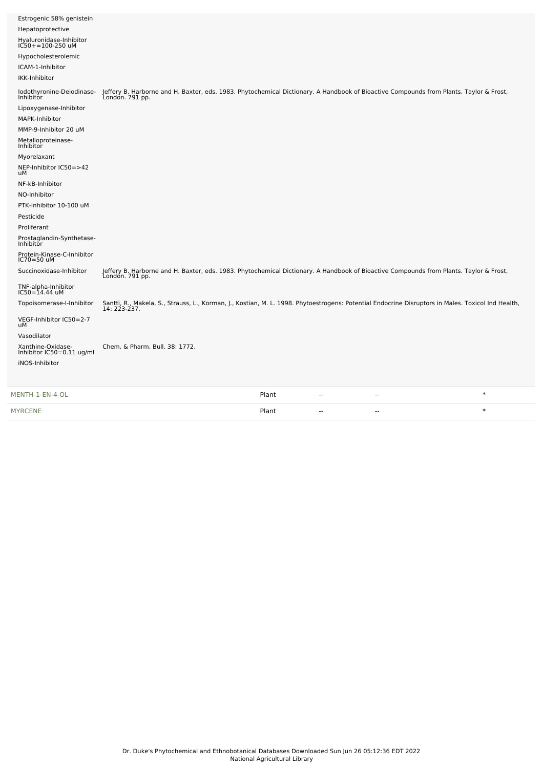| Activity | Reference |
| --- | --- |
| Estrogenic 58% genistein | |
| Hepatoprotective | |
| Hyaluronidase-Inhibitor IC50+=100-250 uM | |
| Hypocholesterolemic | |
| ICAM-1-Inhibitor | |
| IKK-Inhibitor | |
| Iodothyronine-Deiodinase-Inhibitor | Jeffery B. Harborne and H. Baxter, eds. 1983. Phytochemical Dictionary. A Handbook of Bioactive Compounds from Plants. Taylor & Frost, London. 791 pp. |
| Lipoxygenase-Inhibitor | |
| MAPK-Inhibitor | |
| MMP-9-Inhibitor 20 uM | |
| Metalloproteinase-Inhibitor | |
| Myorelaxant | |
| NEP-Inhibitor IC50=>42 uM | |
| NF-kB-Inhibitor | |
| NO-Inhibitor | |
| PTK-Inhibitor 10-100 uM | |
| Pesticide | |
| Proliferant | |
| Prostaglandin-Synthetase-Inhibitor | |
| Protein-Kinase-C-Inhibitor IC70=50 uM | |
| Succinoxidase-Inhibitor | Jeffery B. Harborne and H. Baxter, eds. 1983. Phytochemical Dictionary. A Handbook of Bioactive Compounds from Plants. Taylor & Frost, London. 791 pp. |
| TNF-alpha-Inhibitor IC50=14.44 uM | |
| Topoisomerase-I-Inhibitor | Santti, R., Makela, S., Strauss, L., Korman, J., Kostian, M. L. 1998. Phytoestrogens: Potential Endocrine Disruptors in Males. Toxicol Ind Health, 14: 223-237. |
| VEGF-Inhibitor IC50=2-7 uM | |
| Vasodilator | |
| Xanthine-Oxidase-Inhibitor IC50=0.11 ug/ml | Chem. & Pharm. Bull. 38: 1772. |
| iNOS-Inhibitor | |

| | | | | |
| --- | --- | --- | --- | --- |
| MENTH-1-EN-4-OL | Plant | -- | -- | * |
| MYRCENE | Plant | -- | -- | * |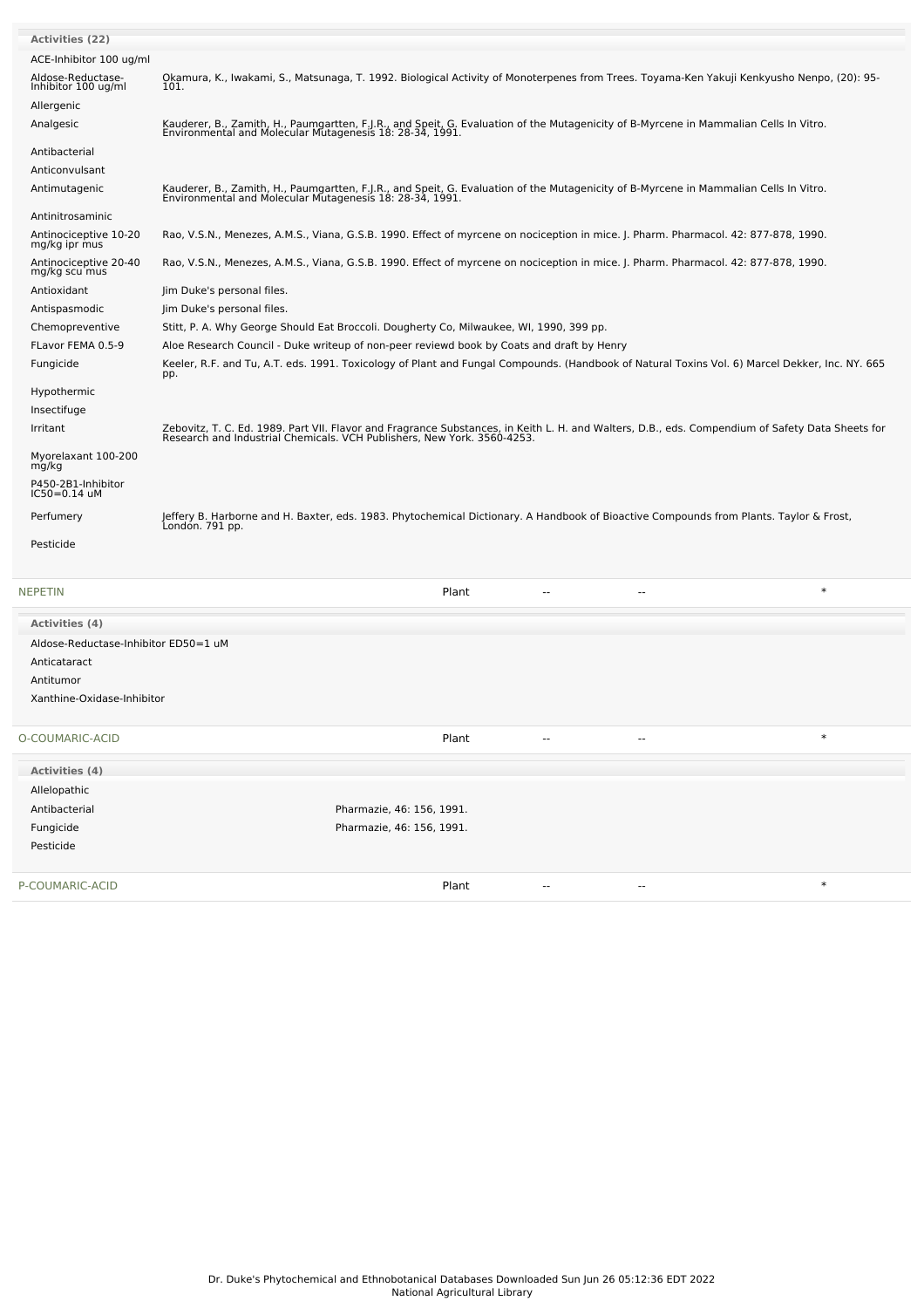**Activities (22)**

| Activity | Reference |
|---|---|
| ACE-Inhibitor 100 ug/ml | |
| Aldose-Reductase-Inhibitor 100 ug/ml | Okamura, K., Iwakami, S., Matsunaga, T. 1992. Biological Activity of Monoterpenes from Trees. Toyama-Ken Yakuji Kenkyusho Nenpo, (20): 95-101. |
| Allergenic | |
| Analgesic | Kauderer, B., Zamith, H., Paumgartten, F.J.R., and Speit, G. Evaluation of the Mutagenicity of B-Myrcene in Mammalian Cells In Vitro. Environmental and Molecular Mutagenesis 18: 28-34, 1991. |
| Antibacterial | |
| Anticonvulsant | |
| Antimutagenic | Kauderer, B., Zamith, H., Paumgartten, F.J.R., and Speit, G. Evaluation of the Mutagenicity of B-Myrcene in Mammalian Cells In Vitro. Environmental and Molecular Mutagenesis 18: 28-34, 1991. |
| Antinitrosaminic | |
| Antinociceptive 10-20 mg/kg ipr mus | Rao, V.S.N., Menezes, A.M.S., Viana, G.S.B. 1990. Effect of myrcene on nociception in mice. J. Pharm. Pharmacol. 42: 877-878, 1990. |
| Antinociceptive 20-40 mg/kg scu mus | Rao, V.S.N., Menezes, A.M.S., Viana, G.S.B. 1990. Effect of myrcene on nociception in mice. J. Pharm. Pharmacol. 42: 877-878, 1990. |
| Antioxidant | Jim Duke's personal files. |
| Antispasmodic | Jim Duke's personal files. |
| Chemopreventive | Stitt, P. A. Why George Should Eat Broccoli. Dougherty Co, Milwaukee, WI, 1990, 399 pp. |
| FLavor FEMA 0.5-9 | Aloe Research Council - Duke writeup of non-peer reviewd book by Coats and draft by Henry |
| Fungicide | Keeler, R.F. and Tu, A.T. eds. 1991. Toxicology of Plant and Fungal Compounds. (Handbook of Natural Toxins Vol. 6) Marcel Dekker, Inc. NY. 665 pp. |
| Hypothermic | |
| Insectifuge | |
| Irritant | Zebovitz, T. C. Ed. 1989. Part VII. Flavor and Fragrance Substances, in Keith L. H. and Walters, D.B., eds. Compendium of Safety Data Sheets for Research and Industrial Chemicals. VCH Publishers, New York. 3560-4253. |
| Myorelaxant 100-200 mg/kg | |
| P450-2B1-Inhibitor IC50=0.14 uM | |
| Perfumery | Jeffery B. Harborne and H. Baxter, eds. 1983. Phytochemical Dictionary. A Handbook of Bioactive Compounds from Plants. Taylor & Frost, London. 791 pp. |
| Pesticide | |

| NEPETIN | Plant | -- | -- | * |
|---|---|---|---|---|

**Activities (4)**

- Aldose-Reductase-Inhibitor ED50=1 uM
- Anticataract
- Antitumor
- Xanthine-Oxidase-Inhibitor

| O-COUMARIC-ACID | Plant | -- | -- | * |
|---|---|---|---|---|

**Activities (4)**

| Activity | Reference |
|---|---|
| Allelopathic | |
| Antibacterial | Pharmazie, 46: 156, 1991. |
| Fungicide | Pharmazie, 46: 156, 1991. |
| Pesticide | |

| P-COUMARIC-ACID | Plant | -- | -- | * |
|---|---|---|---|---|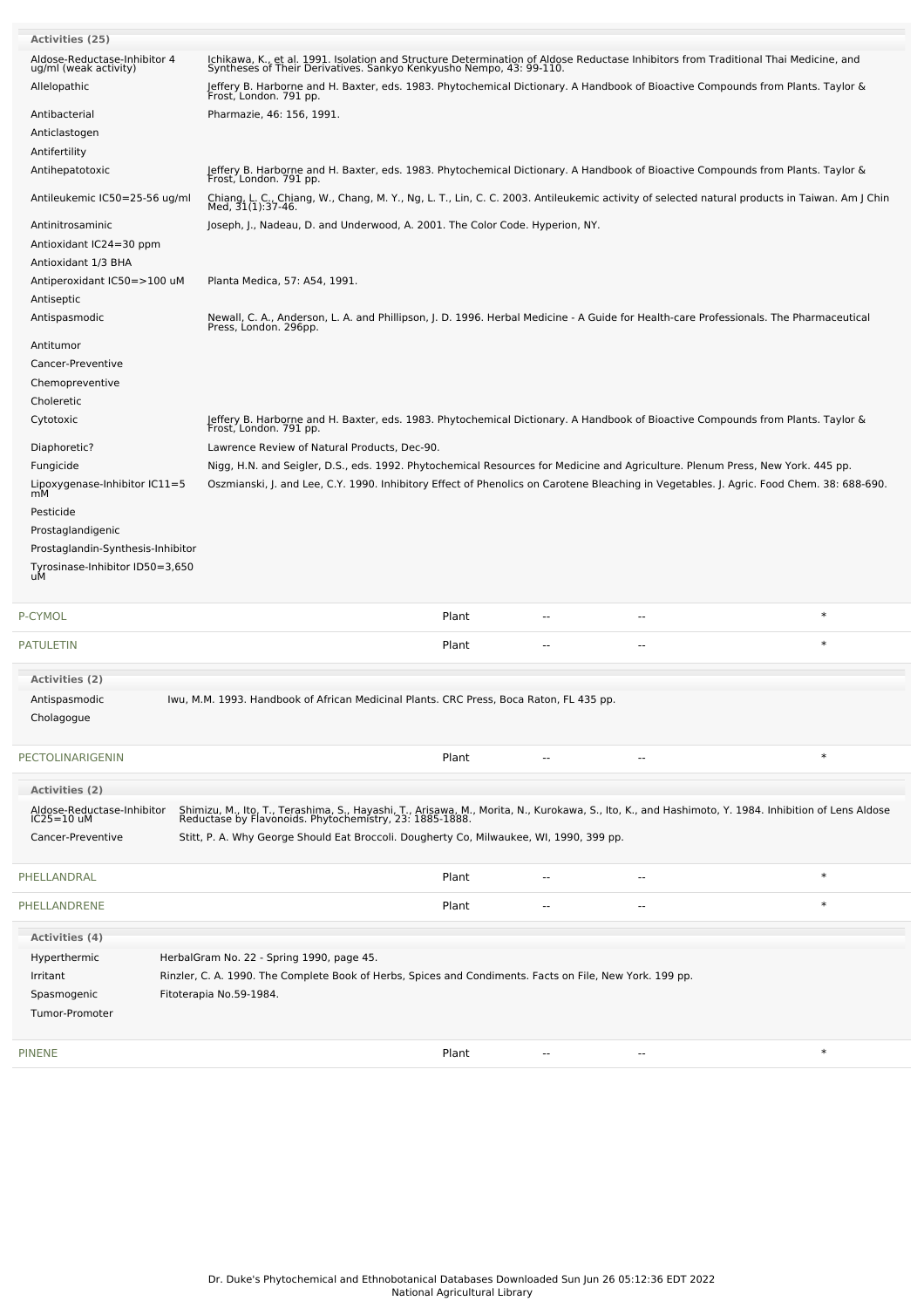**Activities (25)**

| Activity | Reference |
|---|---|
| Aldose-Reductase-Inhibitor 4 ug/ml (weak activity) | Ichikawa, K., et al. 1991. Isolation and Structure Determination of Aldose Reductase Inhibitors from Traditional Thai Medicine, and Syntheses of Their Derivatives. Sankyo Kenkyusho Nempo, 43: 99-110. |
| Allelopathic | Jeffery B. Harborne and H. Baxter, eds. 1983. Phytochemical Dictionary. A Handbook of Bioactive Compounds from Plants. Taylor & Frost, London. 791 pp. |
| Antibacterial | Pharmazie, 46: 156, 1991. |
| Anticlastogen | |
| Antifertility | |
| Antihepatotoxic | Jeffery B. Harborne and H. Baxter, eds. 1983. Phytochemical Dictionary. A Handbook of Bioactive Compounds from Plants. Taylor & Frost, London. 791 pp. |
| Antileukemic IC50=25-56 ug/ml | Chiang, L. C., Chiang, W., Chang, M. Y., Ng, L. T., Lin, C. C. 2003. Antileukemic activity of selected natural products in Taiwan. Am J Chin Med, 31(1):37-46. |
| Antinitrosaminic | Joseph, J., Nadeau, D. and Underwood, A. 2001. The Color Code. Hyperion, NY. |
| Antioxidant IC24=30 ppm | |
| Antioxidant 1/3 BHA | |
| Antiperoxidant IC50=>100 uM | Planta Medica, 57: A54, 1991. |
| Antiseptic | |
| Antispasmodic | Newall, C. A., Anderson, L. A. and Phillipson, J. D. 1996. Herbal Medicine - A Guide for Health-care Professionals. The Pharmaceutical Press, London. 296pp. |
| Antitumor | |
| Cancer-Preventive | |
| Chemopreventive | |
| Choleretic | |
| Cytotoxic | Jeffery B. Harborne and H. Baxter, eds. 1983. Phytochemical Dictionary. A Handbook of Bioactive Compounds from Plants. Taylor & Frost, London. 791 pp. |
| Diaphoretic? | Lawrence Review of Natural Products, Dec-90. |
| Fungicide | Nigg, H.N. and Seigler, D.S., eds. 1992. Phytochemical Resources for Medicine and Agriculture. Plenum Press, New York. 445 pp. |
| Lipoxygenase-Inhibitor IC11=5 mM | Oszmianski, J. and Lee, C.Y. 1990. Inhibitory Effect of Phenolics on Carotene Bleaching in Vegetables. J. Agric. Food Chem. 38: 688-690. |
| Pesticide | |
| Prostaglandigenic | |
| Prostaglandin-Synthesis-Inhibitor | |
| Tyrosinase-Inhibitor ID50=3,650 uM | |

| Chemical | Part | | | |
|---|---|---|---|---|
| P-CYMOL | Plant | -- | -- | * |
| PATULETIN | Plant | -- | -- | * |

**Activities (2)**

| Activity | Reference |
|---|---|
| Antispasmodic | Iwu, M.M. 1993. Handbook of African Medicinal Plants. CRC Press, Boca Raton, FL 435 pp. |
| Cholagogue | |

| Chemical | Part | | | |
|---|---|---|---|---|
| PECTOLINARIGENIN | Plant | -- | -- | * |

**Activities (2)**

| Activity | Reference |
|---|---|
| Aldose-Reductase-Inhibitor IC25=10 uM | Shimizu, M., Ito, T., Terashima, S., Hayashi, T., Arisawa, M., Morita, N., Kurokawa, S., Ito, K., and Hashimoto, Y. 1984. Inhibition of Lens Aldose Reductase by Flavonoids. Phytochemistry, 23: 1885-1888. |
| Cancer-Preventive | Stitt, P. A. Why George Should Eat Broccoli. Dougherty Co, Milwaukee, WI, 1990, 399 pp. |

| Chemical | Part | | | |
|---|---|---|---|---|
| PHELLANDRAL | Plant | -- | -- | * |
| PHELLANDRENE | Plant | -- | -- | * |

**Activities (4)**

| Activity | Reference |
|---|---|
| Hyperthermic | HerbalGram No. 22 - Spring 1990, page 45. |
| Irritant | Rinzler, C. A. 1990. The Complete Book of Herbs, Spices and Condiments. Facts on File, New York. 199 pp. |
| Spasmogenic | Fitoterapia No.59-1984. |
| Tumor-Promoter | |

| Chemical | Part | | | |
|---|---|---|---|---|
| PINENE | Plant | -- | -- | * |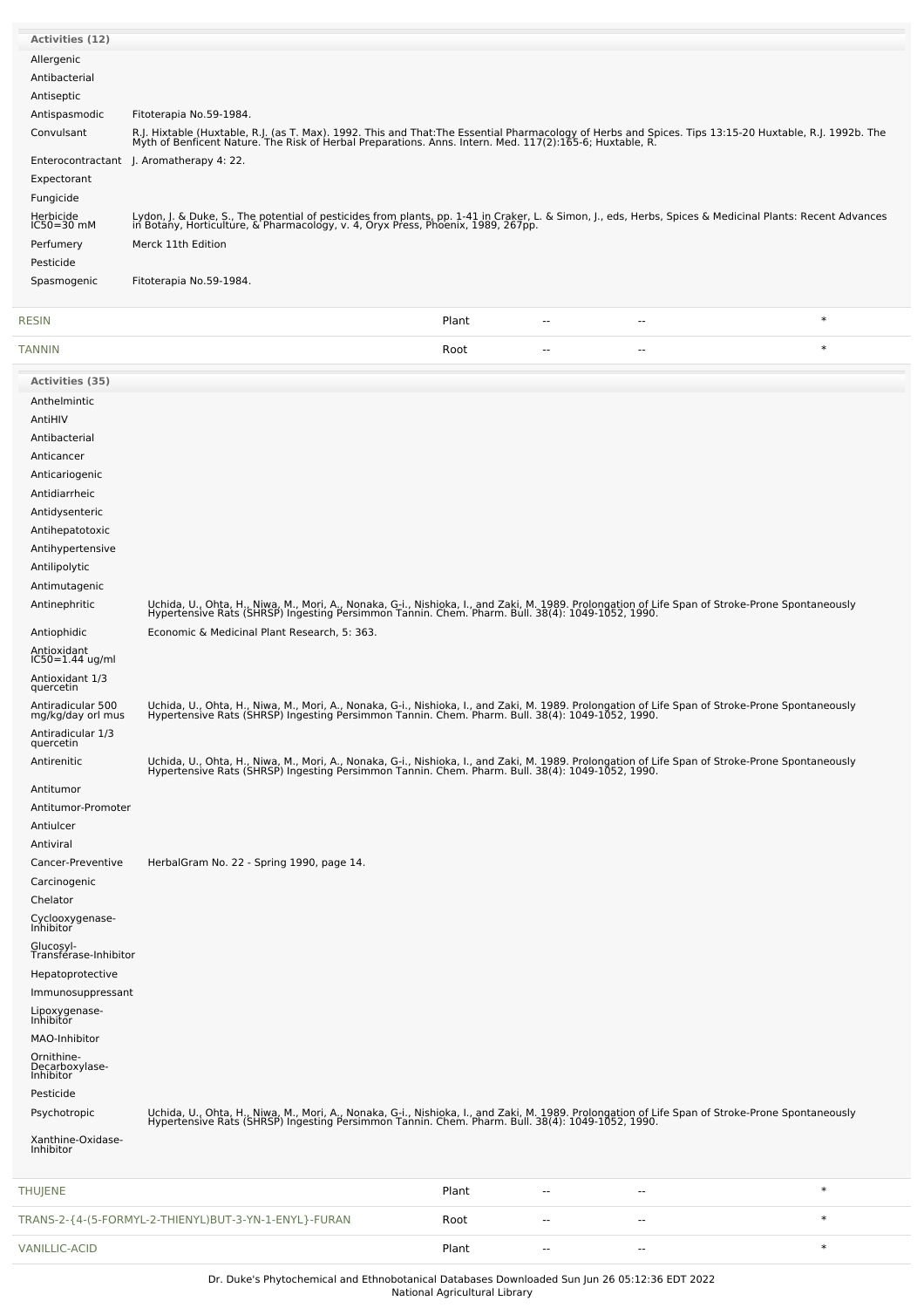| Activities (12) | |
|---|---|
| Allergenic | |
| Antibacterial | |
| Antiseptic | |
| Antispasmodic | Fitoterapia No.59-1984. |
| Convulsant | R.J. Hixtable (Huxtable, R.J. (as T. Max). 1992. This and That:The Essential Pharmacology of Herbs and Spices. Tips 13:15-20 Huxtable, R.J. 1992b. The Myth of Benficent Nature. The Risk of Herbal Preparations. Anns. Intern. Med. 117(2):165-6; Huxtable, R. |
| Enterocontractant | J. Aromatherapy 4: 22. |
| Expectorant | |
| Fungicide | |
| Herbicide IC50=30 mM | Lydon, J. & Duke, S., The potential of pesticides from plants, pp. 1-41 in Craker, L. & Simon, J., eds, Herbs, Spices & Medicinal Plants: Recent Advances in Botany, Horticulture, & Pharmacology, v. 4, Oryx Press, Phoenix, 1989, 267pp. |
| Perfumery | Merck 11th Edition |
| Pesticide | |
| Spasmogenic | Fitoterapia No.59-1984. |

| | | | | |
|---|---|---|---|---|
| RESIN | Plant | -- | -- | * |
| TANNIN | Root | -- | -- | * |

| Activities (35) | |
|---|---|
| Anthelmintic | |
| AntiHIV | |
| Antibacterial | |
| Anticancer | |
| Anticariogenic | |
| Antidiarrheic | |
| Antidysenteric | |
| Antihepatotoxic | |
| Antihypertensive | |
| Antilipolytic | |
| Antimutagenic | |
| Antinephritic | Uchida, U., Ohta, H., Niwa, M., Mori, A., Nonaka, G-i., Nishioka, I., and Zaki, M. 1989. Prolongation of Life Span of Stroke-Prone Spontaneously Hypertensive Rats (SHRSP) Ingesting Persimmon Tannin. Chem. Pharm. Bull. 38(4): 1049-1052, 1990. |
| Antiophidic | Economic & Medicinal Plant Research, 5: 363. |
| Antioxidant IC50=1.44 ug/ml | |
| Antioxidant 1/3 quercetin | |
| Antiradicular 500 mg/kg/day orl mus | Uchida, U., Ohta, H., Niwa, M., Mori, A., Nonaka, G-i., Nishioka, I., and Zaki, M. 1989. Prolongation of Life Span of Stroke-Prone Spontaneously Hypertensive Rats (SHRSP) Ingesting Persimmon Tannin. Chem. Pharm. Bull. 38(4): 1049-1052, 1990. |
| Antiradicular 1/3 quercetin | |
| Antirenitic | Uchida, U., Ohta, H., Niwa, M., Mori, A., Nonaka, G-i., Nishioka, I., and Zaki, M. 1989. Prolongation of Life Span of Stroke-Prone Spontaneously Hypertensive Rats (SHRSP) Ingesting Persimmon Tannin. Chem. Pharm. Bull. 38(4): 1049-1052, 1990. |
| Antitumor | |
| Antitumor-Promoter | |
| Antiulcer | |
| Antiviral | |
| Cancer-Preventive | HerbalGram No. 22 - Spring 1990, page 14. |
| Carcinogenic | |
| Chelator | |
| Cyclooxygenase-Inhibitor | |
| Glucosyl-Transferase-Inhibitor | |
| Hepatoprotective | |
| Immunosuppressant | |
| Lipoxygenase-Inhibitor | |
| MAO-Inhibitor | |
| Ornithine-Decarboxylase-Inhibitor | |
| Pesticide | |
| Psychotropic | Uchida, U., Ohta, H., Niwa, M., Mori, A., Nonaka, G-i., Nishioka, I., and Zaki, M. 1989. Prolongation of Life Span of Stroke-Prone Spontaneously Hypertensive Rats (SHRSP) Ingesting Persimmon Tannin. Chem. Pharm. Bull. 38(4): 1049-1052, 1990. |
| Xanthine-Oxidase-Inhibitor | |

| | | | | |
|---|---|---|---|---|
| THUJENE | Plant | -- | -- | * |
| TRANS-2-{4-(5-FORMYL-2-THIENYL)BUT-3-YN-1-ENYL}-FURAN | Root | -- | -- | * |
| VANILLIC-ACID | Plant | -- | -- | * |

Dr. Duke's Phytochemical and Ethnobotanical Databases Downloaded Sun Jun 26 05:12:36 EDT 2022
National Agricultural Library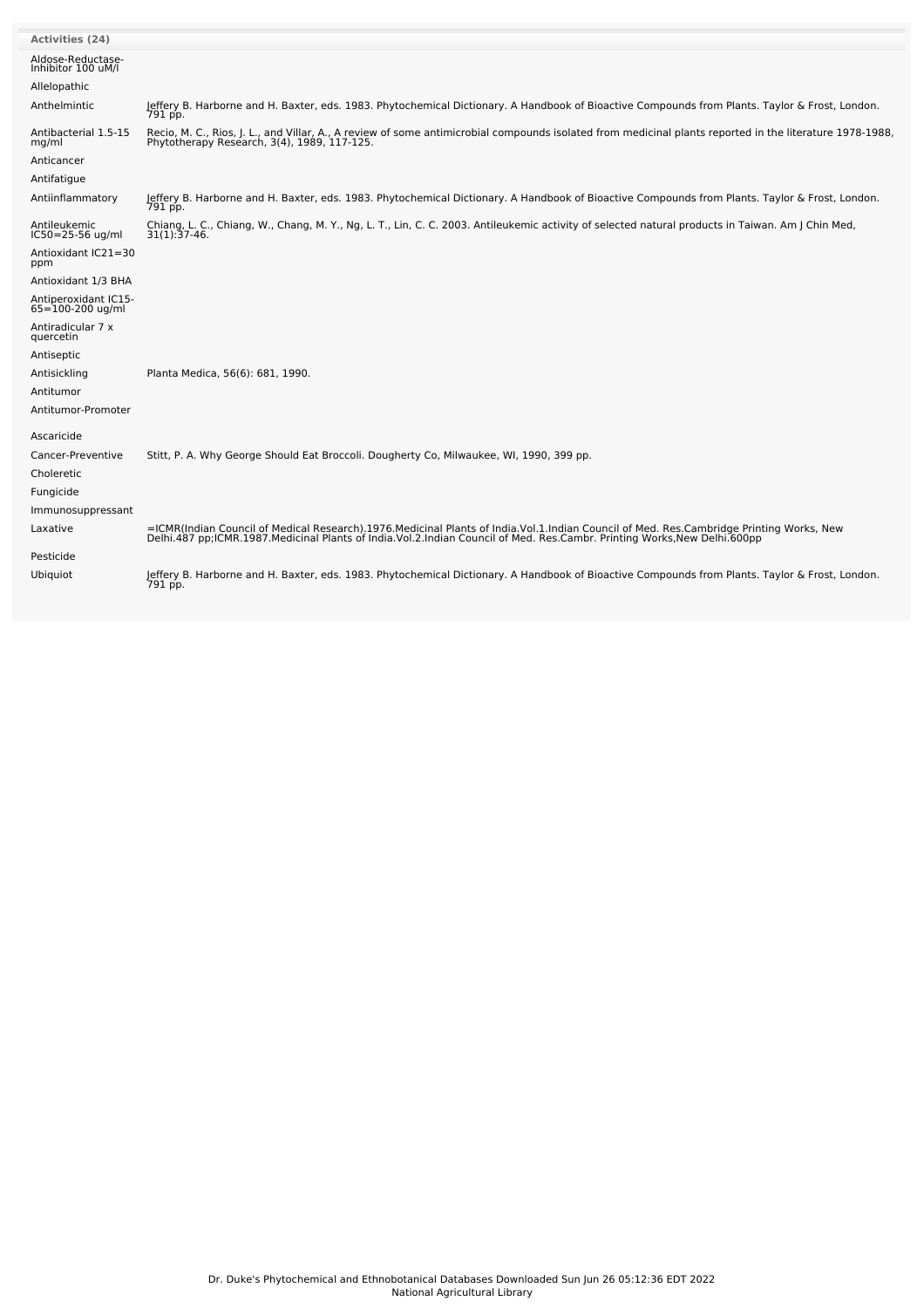**Activities (24)**

| | |
|---|---|
| Aldose-Reductase-Inhibitor 100 uM/l | |
| Allelopathic | |
| Anthelmintic | Jeffery B. Harborne and H. Baxter, eds. 1983. Phytochemical Dictionary. A Handbook of Bioactive Compounds from Plants. Taylor & Frost, London. 791 pp. |
| Antibacterial 1.5-15 mg/ml | Recio, M. C., Rios, J. L., and Villar, A., A review of some antimicrobial compounds isolated from medicinal plants reported in the literature 1978-1988, Phytotherapy Research, 3(4), 1989, 117-125. |
| Anticancer | |
| Antifatigue | |
| Antiinflammatory | Jeffery B. Harborne and H. Baxter, eds. 1983. Phytochemical Dictionary. A Handbook of Bioactive Compounds from Plants. Taylor & Frost, London. 791 pp. |
| Antileukemic IC50=25-56 ug/ml | Chiang, L. C., Chiang, W., Chang, M. Y., Ng, L. T., Lin, C. C. 2003. Antileukemic activity of selected natural products in Taiwan. Am J Chin Med, 31(1):37-46. |
| Antioxidant IC21=30 ppm | |
| Antioxidant 1/3 BHA | |
| Antiperoxidant IC15-65=100-200 ug/ml | |
| Antiradicular 7 x quercetin | |
| Antiseptic | |
| Antisickling | Planta Medica, 56(6): 681, 1990. |
| Antitumor | |
| Antitumor-Promoter | |
| Ascaricide | |
| Cancer-Preventive | Stitt, P. A. Why George Should Eat Broccoli. Dougherty Co, Milwaukee, WI, 1990, 399 pp. |
| Choleretic | |
| Fungicide | |
| Immunosuppressant | |
| Laxative | =ICMR(Indian Council of Medical Research).1976.Medicinal Plants of India.Vol.1.Indian Council of Med. Res.Cambridge Printing Works, New Delhi.487 pp;ICMR.1987.Medicinal Plants of India.Vol.2.Indian Council of Med. Res.Cambr. Printing Works,New Delhi.600pp |
| Pesticide | |
| Ubiquiot | Jeffery B. Harborne and H. Baxter, eds. 1983. Phytochemical Dictionary. A Handbook of Bioactive Compounds from Plants. Taylor & Frost, London. 791 pp. |